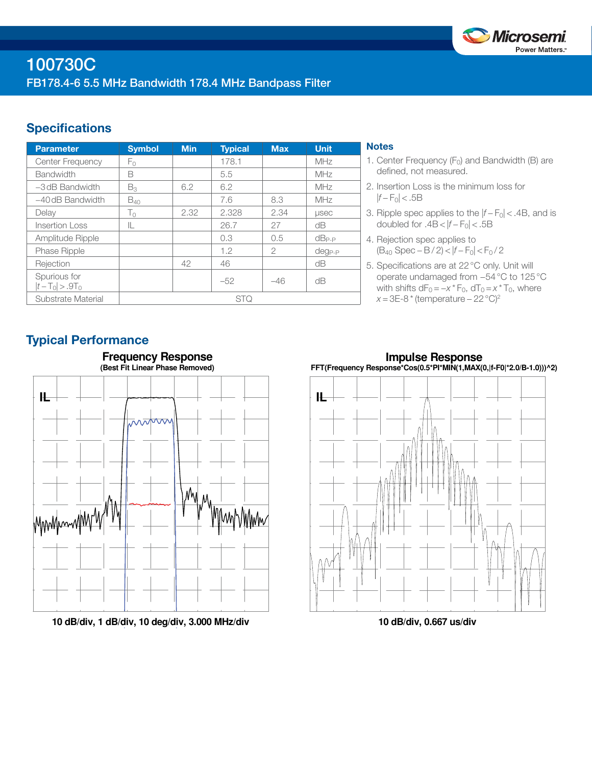# 100730C

## FB178.4-6 5.5 MHz Bandwidth 178.4 MHz Bandpass Filter

## Specifications

| Parameter | Symbol | Min | Typical | Max | Unit |
|---|---|---|---|---|---|
| Center Frequency | $F_0$ | | 178.1 | | MHz |
| Bandwidth | B | | 5.5 | | MHz |
| −3 dB Bandwidth | $B_3$ | 6.2 | 6.2 | | MHz |
| −40 dB Bandwidth | $B_{40}$ | | 7.6 | 8.3 | MHz |
| Delay | $T_0$ | 2.32 | 2.328 | 2.34 | μsec |
| Insertion Loss | IL | | 26.7 | 27 | dB |
| Amplitude Ripple | | | 0.3 | 0.5 | $dB_{P\text{-}P}$ |
| Phase Ripple | | | 1.2 | 2 | $deg_{P\text{-}P}$ |
| Rejection | | 42 | 46 | | dB |
| Spurious for $\lvert t-T_0 \rvert > .9T_0$ | | | −52 | −46 | dB |
| Substrate Material | STQ | | | | |

### Notes

1. Center Frequency ($F_0$) and Bandwidth (B) are defined, not measured.
2. Insertion Loss is the minimum loss for $\lvert f-F_0 \rvert < .5B$
3. Ripple spec applies to the $\lvert f-F_0 \rvert < .4B$, and is doubled for $.4B < \lvert f-F_0 \rvert < .5B$
4. Rejection spec applies to ($B_{40}$ Spec – B / 2) < $\lvert f-F_0 \rvert < F_0 / 2$
5. Specifications are at 22 °C only. Unit will operate undamaged from –54 °C to 125 °C with shifts $dF_0 = -x * F_0$, $dT_0 = x * T_0$, where $x = 3E\text{-}8 * (\text{temperature} - 22\,°C)^2$

## Typical Performance

**Frequency Response**
(Best Fit Linear Phase Removed)

10 dB/div, 1 dB/div, 10 deg/div, 3.000 MHz/div

**Impulse Response**
FFT(Frequency Response*Cos(0.5*PI*MIN(1,MAX(0,|f-F0|*2.0/B-1.0)))^2)

10 dB/div, 0.667 us/div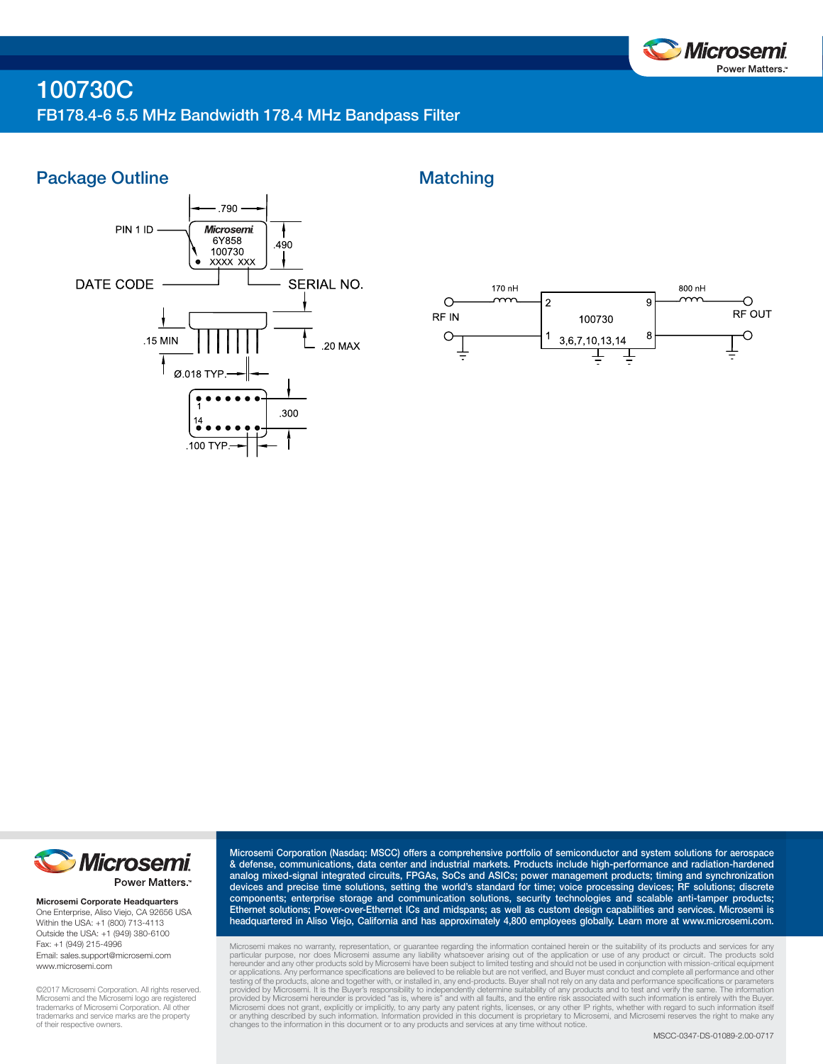# 100730C

## FB178.4-6 5.5 MHz Bandwidth 178.4 MHz Bandpass Filter

## Package Outline

PIN 1 ID
Microsemi
6Y858
100730
XXXX XXX
.790
.490
DATE CODE
SERIAL NO.
.15 MIN
.20 MAX
Ø.018 TYP.
1
14
.300
.100 TYP.

## Matching

170 nH
800 nH
RF IN
RF OUT
2
9
100730
1
3,6,7,10,13,14
8

**Microsemi Corporate Headquarters**
One Enterprise, Aliso Viejo, CA 92656 USA
Within the USA: +1 (800) 713-4113
Outside the USA: +1 (949) 380-6100
Fax: +1 (949) 215-4996
Email: sales.support@microsemi.com
www.microsemi.com

©2017 Microsemi Corporation. All rights reserved. Microsemi and the Microsemi logo are registered trademarks of Microsemi Corporation. All other trademarks and service marks are the property of their respective owners.

Microsemi Corporation (Nasdaq: MSCC) offers a comprehensive portfolio of semiconductor and system solutions for aerospace & defense, communications, data center and industrial markets. Products include high-performance and radiation-hardened analog mixed-signal integrated circuits, FPGAs, SoCs and ASICs; power management products; timing and synchronization devices and precise time solutions, setting the world's standard for time; voice processing devices; RF solutions; discrete components; enterprise storage and communication solutions, security technologies and scalable anti-tamper products; Ethernet solutions; Power-over-Ethernet ICs and midspans; as well as custom design capabilities and services. Microsemi is headquartered in Aliso Viejo, California and has approximately 4,800 employees globally. Learn more at www.microsemi.com.

Microsemi makes no warranty, representation, or guarantee regarding the information contained herein or the suitability of its products and services for any particular purpose, nor does Microsemi assume any liability whatsoever arising out of the application or use of any product or circuit. The products sold hereunder and any other products sold by Microsemi have been subject to limited testing and should not be used in conjunction with mission-critical equipment or applications. Any performance specifications are believed to be reliable but are not verified, and Buyer must conduct and complete all performance and other testing of the products, alone and together with, or installed in, any end-products. Buyer shall not rely on any data and performance specifications or parameters provided by Microsemi. It is the Buyer's responsibility to independently determine suitability of any products and to test and verify the same. The information provided by Microsemi hereunder is provided "as is, where is" and with all faults, and the entire risk associated with such information is entirely with the Buyer. Microsemi does not grant, explicitly or implicitly, to any party any patent rights, licenses, or any other IP rights, whether with regard to such information itself or anything described by such information. Information provided in this document is proprietary to Microsemi, and Microsemi reserves the right to make any changes to the information in this document or to any products and services at any time without notice.

MSCC-0347-DS-01089-2.00-0717